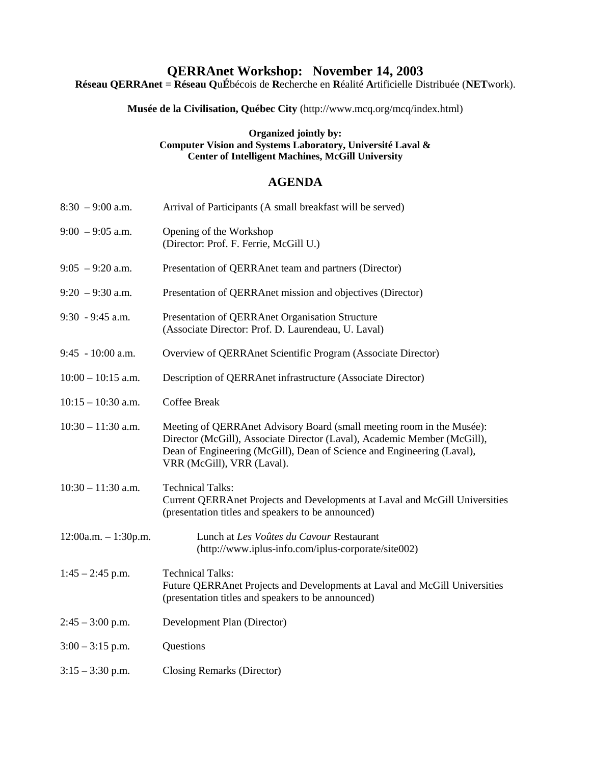# QERRAnet Workshop: November 14, 2003

**Réseau QERRAnet** = **Réseau QuÉ**bécois de **R**echerche en **R**éalité **A**rtificielle Distribuée (**NET**work).

**Musée de la Civilisation, Québec City** (http://www.mcq.org/mcq/index.html)

**Organized jointly by:**
**Computer Vision and Systems Laboratory, Université Laval &**
**Center of Intelligent Machines, McGill University**

## AGENDA

| | |
|---|---|
| 8:30 – 9:00 a.m. | Arrival of Participants (A small breakfast will be served) |
| 9:00 – 9:05 a.m. | Opening of the Workshop<br>(Director: Prof. F. Ferrie, McGill U.) |
| 9:05 – 9:20 a.m. | Presentation of QERRAnet team and partners (Director) |
| 9:20 – 9:30 a.m. | Presentation of QERRAnet mission and objectives (Director) |
| 9:30 - 9:45 a.m. | Presentation of QERRAnet Organisation Structure<br>(Associate Director: Prof. D. Laurendeau, U. Laval) |
| 9:45 - 10:00 a.m. | Overview of QERRAnet Scientific Program (Associate Director) |
| 10:00 – 10:15 a.m. | Description of QERRAnet infrastructure (Associate Director) |
| 10:15 – 10:30 a.m. | Coffee Break |
| 10:30 – 11:30 a.m. | Meeting of QERRAnet Advisory Board (small meeting room in the Musée): Director (McGill), Associate Director (Laval), Academic Member (McGill), Dean of Engineering (McGill), Dean of Science and Engineering (Laval), VRR (McGill), VRR (Laval). |
| 10:30 – 11:30 a.m. | Technical Talks:<br>Current QERRAnet Projects and Developments at Laval and McGill Universities (presentation titles and speakers to be announced) |
| 12:00a.m. – 1:30p.m. | Lunch at *Les Voûtes du Cavour* Restaurant<br>(http://www.iplus-info.com/iplus-corporate/site002) |
| 1:45 – 2:45 p.m. | Technical Talks:<br>Future QERRAnet Projects and Developments at Laval and McGill Universities (presentation titles and speakers to be announced) |
| 2:45 – 3:00 p.m. | Development Plan (Director) |
| 3:00 – 3:15 p.m. | Questions |
| 3:15 – 3:30 p.m. | Closing Remarks (Director) |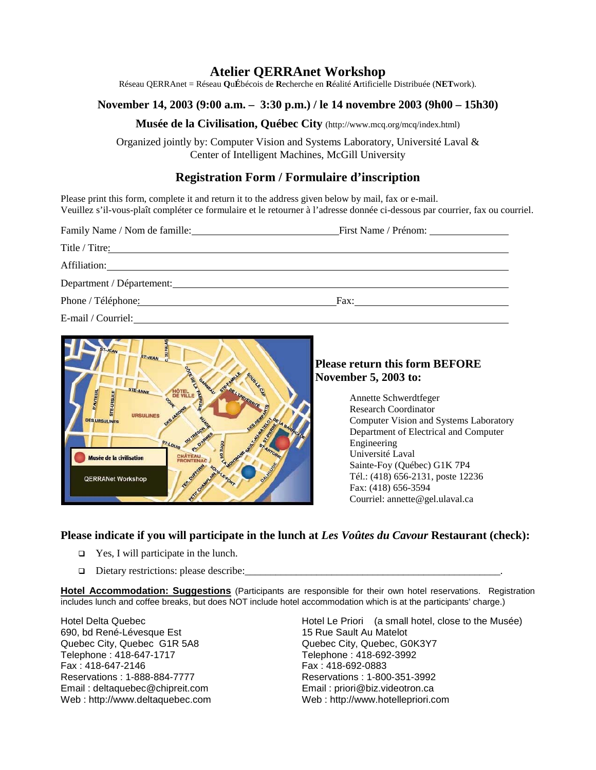# Atelier QERRAnet Workshop

Réseau QERRAnet = Réseau **Qu**é**É**bécois de **R**echerche en **R**éalité **A**rtificielle Distribuée (**NET**work).

**November 14, 2003 (9:00 a.m. – 3:30 p.m.) / le 14 novembre 2003 (9h00 – 15h30)**

**Musée de la Civilisation, Québec City** (http://www.mcq.org/mcq/index.html)

Organized jointly by: Computer Vision and Systems Laboratory, Université Laval & Center of Intelligent Machines, McGill University

## Registration Form / Formulaire d'inscription

Please print this form, complete it and return it to the address given below by mail, fax or e-mail.
Veuillez s'il-vous-plaît compléter ce formulaire et le retourner à l'adresse donnée ci-dessous par courrier, fax ou courriel.

Family Name / Nom de famille:______________________ First Name / Prénom: ______________

Title / Titre:________________________________________________

Affiliation:________________________________________________

Department / Département:________________________________________________

Phone / Téléphone:______________________ Fax:______________________

E-mail / Courriel:________________________________________________

ST-JEAN
ST-JEAN
C. DU PALAIS
STE-ANNE
HÔTEL DE VILLE
D'AUTEUIL
STE-URSULE
URSULINES
DES URSULINES
CÔTE DE LA FABRIQUE
GARNEAU
STE-FAMILLE
DE L'UNIVERSITÉ
SOUS-LE-CAP
COOK
DES JARDINS
BUADE
DES REMPARTS
ST-LOUIS
DU TRÉSOR
PL. D'ARMES
CHÂTEAU FRONTENAC
CÔTE DE LA MONTAGNE
SAULT-AU-MATELOT
ST-PIERRE
DE LA BARRICADE
ST-ANTOINE
DALHOUSIE
TER. DUFFERIN
SOUS-LE-FORT
PETIT CHAMPLAIN
Musée de la civilisation
QERRANet Workshop

**Please return this form BEFORE November 5, 2003 to:**

Annette Schwerdtfeger
Research Coordinator
Computer Vision and Systems Laboratory
Department of Electrical and Computer Engineering
Université Laval
Sainte-Foy (Québec) G1K 7P4
Tél.: (418) 656-2131, poste 12236
Fax: (418) 656-3594
Courriel: annette@gel.ulaval.ca

**Please indicate if you will participate in the lunch at *Les Voûtes du Cavour* Restaurant (check):**

- ☐ Yes, I will participate in the lunch.
- ☐ Dietary restrictions: please describe:_______________________________________.

**Hotel Accommodation: Suggestions** (Participants are responsible for their own hotel reservations. Registration includes lunch and coffee breaks, but does NOT include hotel accommodation which is at the participants' charge.)

Hotel Delta Quebec
690, bd René-Lévesque Est
Quebec City, Quebec G1R 5A8
Telephone : 418-647-1717
Fax : 418-647-2146
Reservations : 1-888-884-7777
Email : deltaquebec@chipreit.com
Web : http://www.deltaquebec.com

Hotel Le Priori (a small hotel, close to the Musée)
15 Rue Sault Au Matelot
Quebec City, Quebec, G0K3Y7
Telephone : 418-692-3992
Fax : 418-692-0883
Reservations : 1-800-351-3992
Email : priori@biz.videotron.ca
Web : http://www.hotellepriori.com